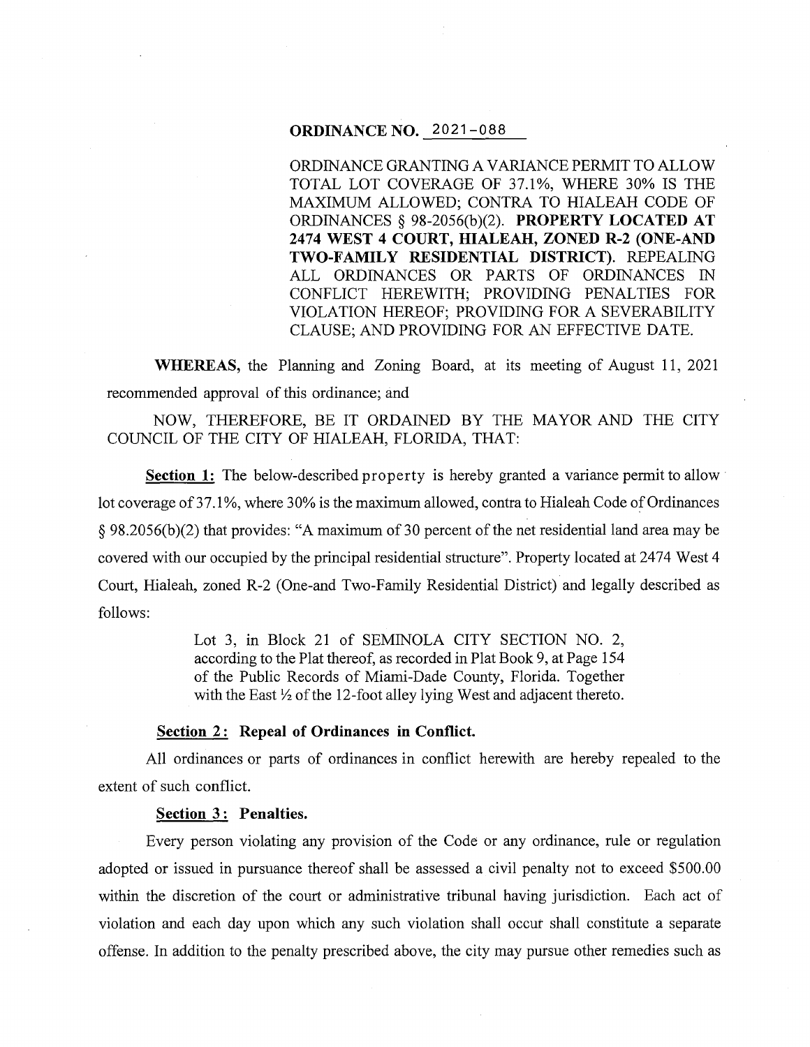**ORDINANCE NO. 2021-088**

ORDINANCE GRANTING A VARIANCE PERMIT TO ALLOW TOTAL LOT COVERAGE OF 37.1%, WHERE 30% IS THE MAXIMUM ALLOWED; CONTRA TO HIALEAH CODE OF ORDINANCES § 98-2056(b)(2). **PROPERTY LOCATED AT 2474 WEST 4 COURT, HIALEAH, ZONED R-2 (ONE-AND TWO-FAMILY RESIDENTIAL DISTRICT).** REPEALING ALL ORDINANCES OR PARTS OF ORDINANCES IN CONFLICT HEREWITH; PROVIDING PENALTIES FOR VIOLATION HEREOF; PROVIDING FOR A SEVERABILITY CLAUSE; AND PROVIDING FOR AN EFFECTIVE DATE.

**WHEREAS,** the Planning and Zoning Board, at its meeting of August 11, 2021 recommended approval of this ordinance; and

NOW, THEREFORE, BE IT ORDAINED BY THE MAYOR AND THE CITY COUNCIL OF THE CITY OF HIALEAH, FLORIDA, THAT:

**Section 1:** The below-described property is hereby granted a variance permit to allow lot coverage of 37.1%, where 30% is the maximum allowed, contra to Hialeah Code of Ordinances § 98.2056(b)(2) that provides: "A maximum of 30 percent of the net residential land area may be covered with our occupied by the principal residential structure". Property located at 2474 West 4 Court, Hialeah, zoned R-2 (One-and Two-Family Residential District) and legally described as follows:

> Lot 3, in Block 21 of SEMINOLA CITY SECTION NO. 2, according to the Plat thereof, as recorded in Plat Book 9, at Page 154 of the Public Records of Miami-Dade County, Florida. Together with the East ½ of the 12-foot alley lying West and adjacent thereto.

**Section 2: Repeal of Ordinances in Conflict.**

All ordinances or parts of ordinances in conflict herewith are hereby repealed to the extent of such conflict.

**Section 3: Penalties.**

Every person violating any provision of the Code or any ordinance, rule or regulation adopted or issued in pursuance thereof shall be assessed a civil penalty not to exceed $500.00 within the discretion of the court or administrative tribunal having jurisdiction. Each act of violation and each day upon which any such violation shall occur shall constitute a separate offense. In addition to the penalty prescribed above, the city may pursue other remedies such as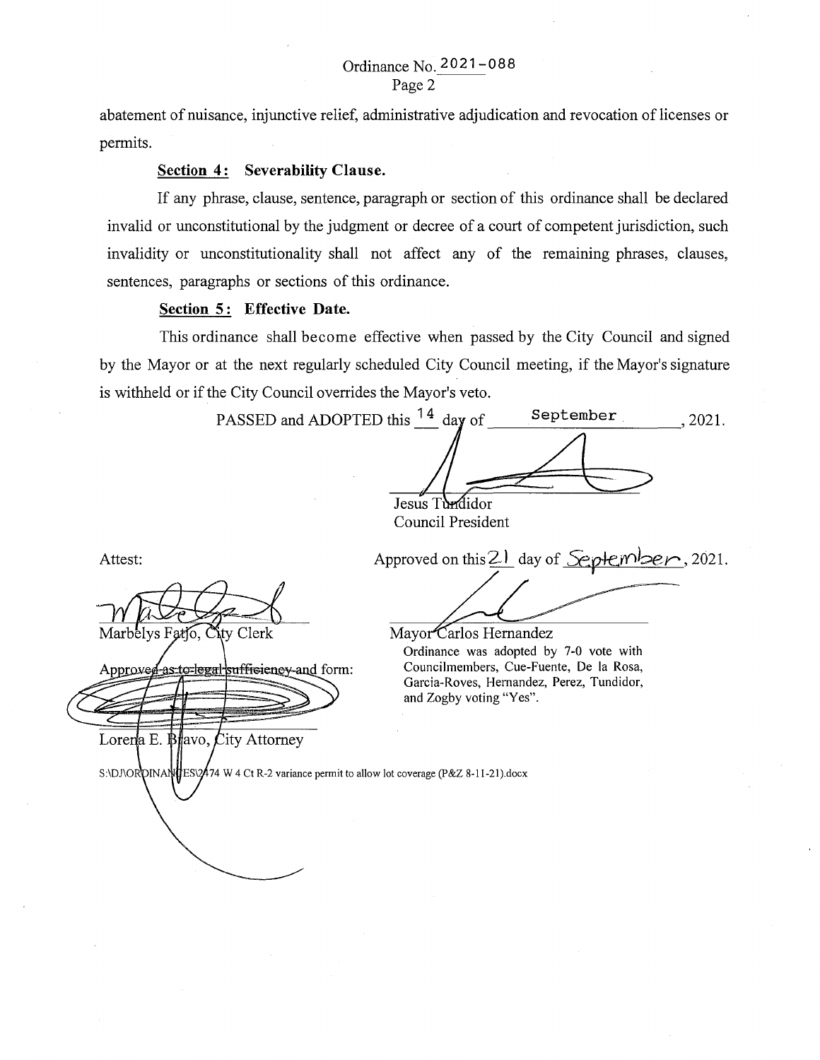Ordinance No. 2021-088

abatement of nuisance, injunctive relief, administrative adjudication and revocation of licenses or permits.

**Section 4: Severability Clause.**

If any phrase, clause, sentence, paragraph or section of this ordinance shall be declared invalid or unconstitutional by the judgment or decree of a court of competent jurisdiction, such invalidity or unconstitutionality shall not affect any of the remaining phrases, clauses, sentences, paragraphs or sections of this ordinance.

**Section 5: Effective Date.**

This ordinance shall become effective when passed by the City Council and signed by the Mayor or at the next regularly scheduled City Council meeting, if the Mayor's signature is withheld or if the City Council overrides the Mayor's veto.

PASSED and ADOPTED this 14 day of September, 2021.

Jesus Tundidor
Council President

Attest:

Marbelys Fatjo, City Clerk

Approved as to legal sufficiency and form:

Lorena E. Bravo, City Attorney

Approved on this 21 day of September, 2021.

Mayor Carlos Hernandez

Ordinance was adopted by 7-0 vote with Councilmembers, Cue-Fuente, De la Rosa, Garcia-Roves, Hernandez, Perez, Tundidor, and Zogby voting "Yes".

S:\DJ\ORDINANCES\2474 W 4 Ct R-2 variance permit to allow lot coverage (P&Z 8-11-21).docx